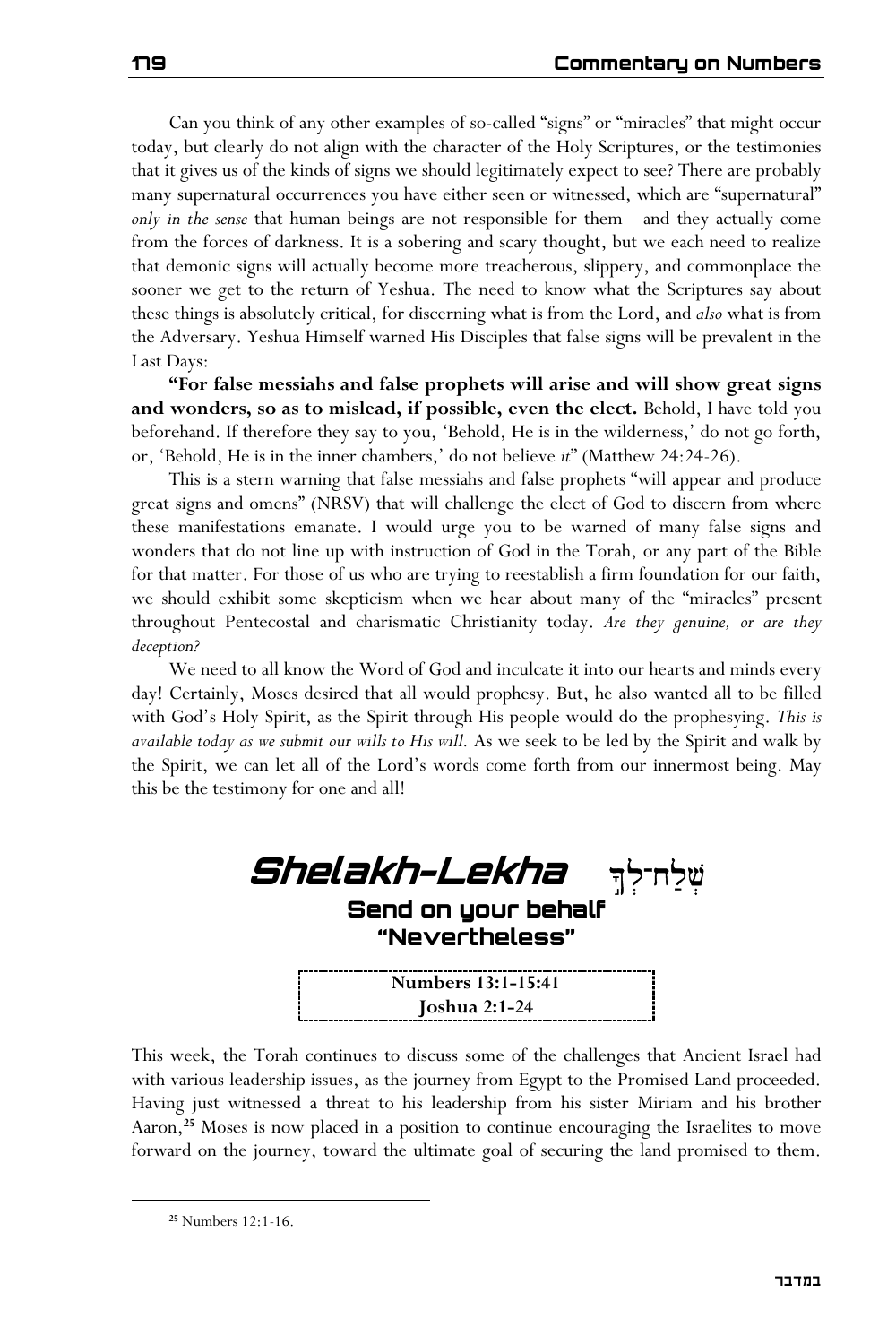Can you think of any other examples of so-called "signs" or "miracles" that might occur today, but clearly do not align with the character of the Holy Scriptures, or the testimonies that it gives us of the kinds of signs we should legitimately expect to see? There are probably many supernatural occurrences you have either seen or witnessed, which are "supernatural" *only in the sense* that human beings are not responsible for them—and they actually come from the forces of darkness. It is a sobering and scary thought, but we each need to realize that demonic signs will actually become more treacherous, slippery, and commonplace the sooner we get to the return of Yeshua. The need to know what the Scriptures say about these things is absolutely critical, for discerning what is from the Lord, and *also* what is from the Adversary. Yeshua Himself warned His Disciples that false signs will be prevalent in the Last Days:

**"For false messiahs and false prophets will arise and will show great signs and wonders, so as to mislead, if possible, even the elect.** Behold, I have told you beforehand. If therefore they say to you, 'Behold, He is in the wilderness,' do not go forth, or, 'Behold, He is in the inner chambers,' do not believe *it*" (Matthew 24:24-26).

This is a stern warning that false messiahs and false prophets "will appear and produce great signs and omens" (NRSV) that will challenge the elect of God to discern from where these manifestations emanate. I would urge you to be warned of many false signs and wonders that do not line up with instruction of God in the Torah, or any part of the Bible for that matter. For those of us who are trying to reestablish a firm foundation for our faith, we should exhibit some skepticism when we hear about many of the "miracles" present throughout Pentecostal and charismatic Christianity today. *Are they genuine, or are they deception?*

We need to all know the Word of God and inculcate it into our hearts and minds every day! Certainly, Moses desired that all would prophesy. But, he also wanted all to be filled with God's Holy Spirit, as the Spirit through His people would do the prophesying. *This is available today as we submit our wills to His will.* As we seek to be led by the Spirit and walk by the Spirit, we can let all of the Lord's words come forth from our innermost being. May this be the testimony for one and all!

# *Shelakh-Lekha* שְׁלַח־לְךָ

## Send on your behalf

## "Nevertheless"

**Numbers 13:1-15:41**
**Joshua 2:1-24**

This week, the Torah continues to discuss some of the challenges that Ancient Israel had with various leadership issues, as the journey from Egypt to the Promised Land proceeded. Having just witnessed a threat to his leadership from his sister Miriam and his brother Aaron,[25] Moses is now placed in a position to continue encouraging the Israelites to move forward on the journey, toward the ultimate goal of securing the land promised to them.

---

[25] Numbers 12:1-16.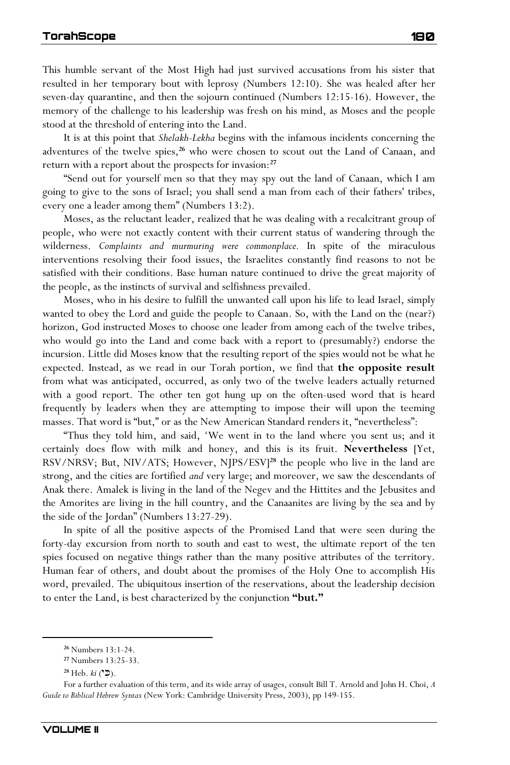This humble servant of the Most High had just survived accusations from his sister that resulted in her temporary bout with leprosy (Numbers 12:10). She was healed after her seven-day quarantine, and then the sojourn continued (Numbers 12:15-16). However, the memory of the challenge to his leadership was fresh on his mind, as Moses and the people stood at the threshold of entering into the Land.

It is at this point that *Shelakh-Lekha* begins with the infamous incidents concerning the adventures of the twelve spies,[26] who were chosen to scout out the Land of Canaan, and return with a report about the prospects for invasion:[27]

"Send out for yourself men so that they may spy out the land of Canaan, which I am going to give to the sons of Israel; you shall send a man from each of their fathers' tribes, every one a leader among them" (Numbers 13:2).

Moses, as the reluctant leader, realized that he was dealing with a recalcitrant group of people, who were not exactly content with their current status of wandering through the wilderness. *Complaints and murmuring were commonplace.* In spite of the miraculous interventions resolving their food issues, the Israelites constantly find reasons to not be satisfied with their conditions. Base human nature continued to drive the great majority of the people, as the instincts of survival and selfishness prevailed.

Moses, who in his desire to fulfill the unwanted call upon his life to lead Israel, simply wanted to obey the Lord and guide the people to Canaan. So, with the Land on the (near?) horizon, God instructed Moses to choose one leader from among each of the twelve tribes, who would go into the Land and come back with a report to (presumably?) endorse the incursion. Little did Moses know that the resulting report of the spies would not be what he expected. Instead, as we read in our Torah portion, we find that **the opposite result** from what was anticipated, occurred, as only two of the twelve leaders actually returned with a good report. The other ten got hung up on the often-used word that is heard frequently by leaders when they are attempting to impose their will upon the teeming masses. That word is "but," or as the New American Standard renders it, "nevertheless":

"Thus they told him, and said, 'We went in to the land where you sent us; and it certainly does flow with milk and honey, and this is its fruit. **Nevertheless** [Yet, RSV/NRSV; But, NIV/ATS; However, NJPS/ESV][28] the people who live in the land are strong, and the cities are fortified *and* very large; and moreover, we saw the descendants of Anak there. Amalek is living in the land of the Negev and the Hittites and the Jebusites and the Amorites are living in the hill country, and the Canaanites are living by the sea and by the side of the Jordan" (Numbers 13:27-29).

In spite of all the positive aspects of the Promised Land that were seen during the forty-day excursion from north to south and east to west, the ultimate report of the ten spies focused on negative things rather than the many positive attributes of the territory. Human fear of others, and doubt about the promises of the Holy One to accomplish His word, prevailed. The ubiquitous insertion of the reservations, about the leadership decision to enter the Land, is best characterized by the conjunction **"but."**

---

[26] Numbers 13:1-24.

[27] Numbers 13:25-33.

[28] Heb. *ki* (כִּי).

For a further evaluation of this term, and its wide array of usages, consult Bill T. Arnold and John H. Choi, *A Guide to Biblical Hebrew Syntax* (New York: Cambridge University Press, 2003), pp 149-155.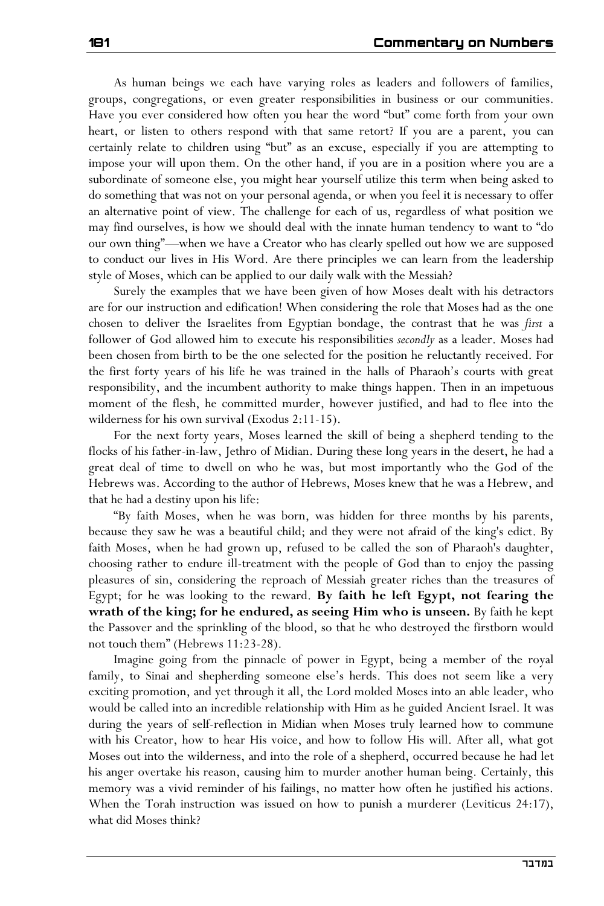As human beings we each have varying roles as leaders and followers of families, groups, congregations, or even greater responsibilities in business or our communities. Have you ever considered how often you hear the word "but" come forth from your own heart, or listen to others respond with that same retort? If you are a parent, you can certainly relate to children using "but" as an excuse, especially if you are attempting to impose your will upon them. On the other hand, if you are in a position where you are a subordinate of someone else, you might hear yourself utilize this term when being asked to do something that was not on your personal agenda, or when you feel it is necessary to offer an alternative point of view. The challenge for each of us, regardless of what position we may find ourselves, is how we should deal with the innate human tendency to want to "do our own thing"—when we have a Creator who has clearly spelled out how we are supposed to conduct our lives in His Word. Are there principles we can learn from the leadership style of Moses, which can be applied to our daily walk with the Messiah?

Surely the examples that we have been given of how Moses dealt with his detractors are for our instruction and edification! When considering the role that Moses had as the one chosen to deliver the Israelites from Egyptian bondage, the contrast that he was *first* a follower of God allowed him to execute his responsibilities *secondly* as a leader. Moses had been chosen from birth to be the one selected for the position he reluctantly received. For the first forty years of his life he was trained in the halls of Pharaoh's courts with great responsibility, and the incumbent authority to make things happen. Then in an impetuous moment of the flesh, he committed murder, however justified, and had to flee into the wilderness for his own survival (Exodus 2:11-15).

For the next forty years, Moses learned the skill of being a shepherd tending to the flocks of his father-in-law, Jethro of Midian. During these long years in the desert, he had a great deal of time to dwell on who he was, but most importantly who the God of the Hebrews was. According to the author of Hebrews, Moses knew that he was a Hebrew, and that he had a destiny upon his life:

"By faith Moses, when he was born, was hidden for three months by his parents, because they saw he was a beautiful child; and they were not afraid of the king's edict. By faith Moses, when he had grown up, refused to be called the son of Pharaoh's daughter, choosing rather to endure ill-treatment with the people of God than to enjoy the passing pleasures of sin, considering the reproach of Messiah greater riches than the treasures of Egypt; for he was looking to the reward. **By faith he left Egypt, not fearing the wrath of the king; for he endured, as seeing Him who is unseen.** By faith he kept the Passover and the sprinkling of the blood, so that he who destroyed the firstborn would not touch them" (Hebrews 11:23-28).

Imagine going from the pinnacle of power in Egypt, being a member of the royal family, to Sinai and shepherding someone else's herds. This does not seem like a very exciting promotion, and yet through it all, the Lord molded Moses into an able leader, who would be called into an incredible relationship with Him as he guided Ancient Israel. It was during the years of self-reflection in Midian when Moses truly learned how to commune with his Creator, how to hear His voice, and how to follow His will. After all, what got Moses out into the wilderness, and into the role of a shepherd, occurred because he had let his anger overtake his reason, causing him to murder another human being. Certainly, this memory was a vivid reminder of his failings, no matter how often he justified his actions. When the Torah instruction was issued on how to punish a murderer (Leviticus 24:17), what did Moses think?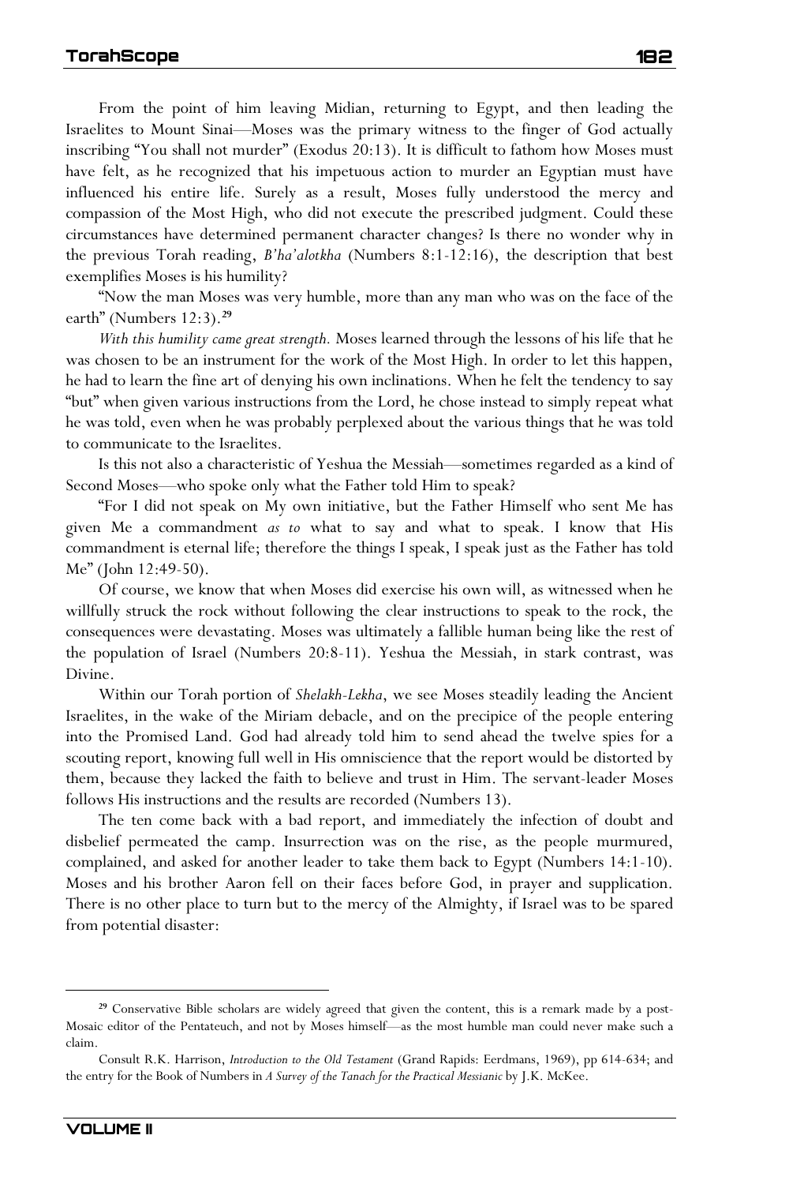From the point of him leaving Midian, returning to Egypt, and then leading the Israelites to Mount Sinai—Moses was the primary witness to the finger of God actually inscribing "You shall not murder" (Exodus 20:13). It is difficult to fathom how Moses must have felt, as he recognized that his impetuous action to murder an Egyptian must have influenced his entire life. Surely as a result, Moses fully understood the mercy and compassion of the Most High, who did not execute the prescribed judgment. Could these circumstances have determined permanent character changes? Is there no wonder why in the previous Torah reading, *B'ha'alotkha* (Numbers 8:1-12:16), the description that best exemplifies Moses is his humility?

"Now the man Moses was very humble, more than any man who was on the face of the earth" (Numbers 12:3).[29]

*With this humility came great strength.* Moses learned through the lessons of his life that he was chosen to be an instrument for the work of the Most High. In order to let this happen, he had to learn the fine art of denying his own inclinations. When he felt the tendency to say "but" when given various instructions from the Lord, he chose instead to simply repeat what he was told, even when he was probably perplexed about the various things that he was told to communicate to the Israelites.

Is this not also a characteristic of Yeshua the Messiah—sometimes regarded as a kind of Second Moses—who spoke only what the Father told Him to speak?

"For I did not speak on My own initiative, but the Father Himself who sent Me has given Me a commandment *as to* what to say and what to speak. I know that His commandment is eternal life; therefore the things I speak, I speak just as the Father has told Me" (John 12:49-50).

Of course, we know that when Moses did exercise his own will, as witnessed when he willfully struck the rock without following the clear instructions to speak to the rock, the consequences were devastating. Moses was ultimately a fallible human being like the rest of the population of Israel (Numbers 20:8-11). Yeshua the Messiah, in stark contrast, was Divine.

Within our Torah portion of *Shelakh-Lekha*, we see Moses steadily leading the Ancient Israelites, in the wake of the Miriam debacle, and on the precipice of the people entering into the Promised Land. God had already told him to send ahead the twelve spies for a scouting report, knowing full well in His omniscience that the report would be distorted by them, because they lacked the faith to believe and trust in Him. The servant-leader Moses follows His instructions and the results are recorded (Numbers 13).

The ten come back with a bad report, and immediately the infection of doubt and disbelief permeated the camp. Insurrection was on the rise, as the people murmured, complained, and asked for another leader to take them back to Egypt (Numbers 14:1-10). Moses and his brother Aaron fell on their faces before God, in prayer and supplication. There is no other place to turn but to the mercy of the Almighty, if Israel was to be spared from potential disaster:

---

[29] Conservative Bible scholars are widely agreed that given the content, this is a remark made by a post-Mosaic editor of the Pentateuch, and not by Moses himself—as the most humble man could never make such a claim.

Consult R.K. Harrison, *Introduction to the Old Testament* (Grand Rapids: Eerdmans, 1969), pp 614-634; and the entry for the Book of Numbers in *A Survey of the Tanach for the Practical Messianic* by J.K. McKee.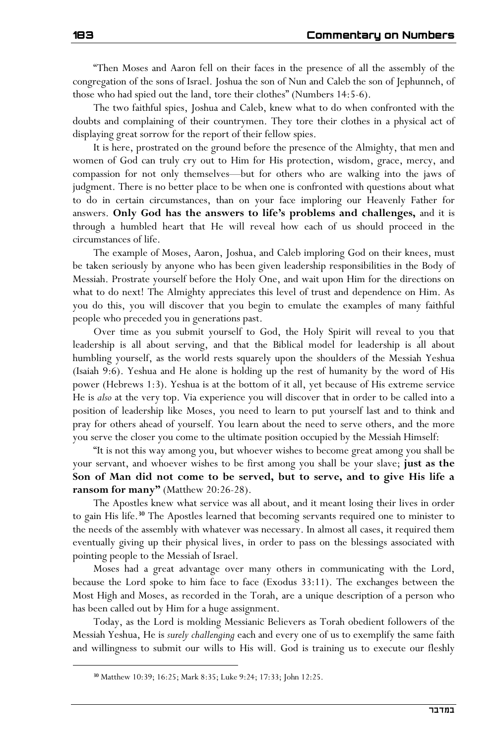"Then Moses and Aaron fell on their faces in the presence of all the assembly of the congregation of the sons of Israel. Joshua the son of Nun and Caleb the son of Jephunneh, of those who had spied out the land, tore their clothes" (Numbers 14:5-6).

The two faithful spies, Joshua and Caleb, knew what to do when confronted with the doubts and complaining of their countrymen. They tore their clothes in a physical act of displaying great sorrow for the report of their fellow spies.

It is here, prostrated on the ground before the presence of the Almighty, that men and women of God can truly cry out to Him for His protection, wisdom, grace, mercy, and compassion for not only themselves—but for others who are walking into the jaws of judgment. There is no better place to be when one is confronted with questions about what to do in certain circumstances, than on your face imploring our Heavenly Father for answers. **Only God has the answers to life's problems and challenges,** and it is through a humbled heart that He will reveal how each of us should proceed in the circumstances of life.

The example of Moses, Aaron, Joshua, and Caleb imploring God on their knees, must be taken seriously by anyone who has been given leadership responsibilities in the Body of Messiah. Prostrate yourself before the Holy One, and wait upon Him for the directions on what to do next! The Almighty appreciates this level of trust and dependence on Him. As you do this, you will discover that you begin to emulate the examples of many faithful people who preceded you in generations past.

Over time as you submit yourself to God, the Holy Spirit will reveal to you that leadership is all about serving, and that the Biblical model for leadership is all about humbling yourself, as the world rests squarely upon the shoulders of the Messiah Yeshua (Isaiah 9:6). Yeshua and He alone is holding up the rest of humanity by the word of His power (Hebrews 1:3). Yeshua is at the bottom of it all, yet because of His extreme service He is *also* at the very top. Via experience you will discover that in order to be called into a position of leadership like Moses, you need to learn to put yourself last and to think and pray for others ahead of yourself. You learn about the need to serve others, and the more you serve the closer you come to the ultimate position occupied by the Messiah Himself:

"It is not this way among you, but whoever wishes to become great among you shall be your servant, and whoever wishes to be first among you shall be your slave; **just as the Son of Man did not come to be served, but to serve, and to give His life a ransom for many"** (Matthew 20:26-28).

The Apostles knew what service was all about, and it meant losing their lives in order to gain His life.[30] The Apostles learned that becoming servants required one to minister to the needs of the assembly with whatever was necessary. In almost all cases, it required them eventually giving up their physical lives, in order to pass on the blessings associated with pointing people to the Messiah of Israel.

Moses had a great advantage over many others in communicating with the Lord, because the Lord spoke to him face to face (Exodus 33:11). The exchanges between the Most High and Moses, as recorded in the Torah, are a unique description of a person who has been called out by Him for a huge assignment.

Today, as the Lord is molding Messianic Believers as Torah obedient followers of the Messiah Yeshua, He is *surely challenging* each and every one of us to exemplify the same faith and willingness to submit our wills to His will. God is training us to execute our fleshly

[30] Matthew 10:39; 16:25; Mark 8:35; Luke 9:24; 17:33; John 12:25.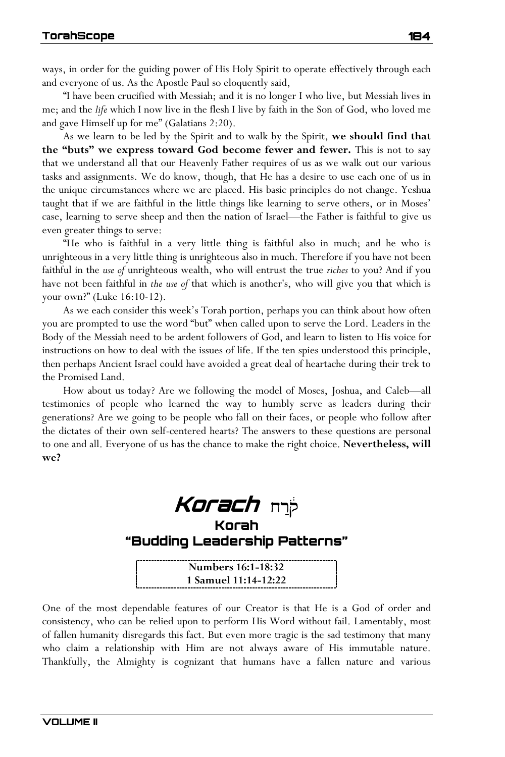ways, in order for the guiding power of His Holy Spirit to operate effectively through each and everyone of us. As the Apostle Paul so eloquently said,

"I have been crucified with Messiah; and it is no longer I who live, but Messiah lives in me; and the *life* which I now live in the flesh I live by faith in the Son of God, who loved me and gave Himself up for me" (Galatians 2:20).

As we learn to be led by the Spirit and to walk by the Spirit, **we should find that the "buts" we express toward God become fewer and fewer.** This is not to say that we understand all that our Heavenly Father requires of us as we walk out our various tasks and assignments. We do know, though, that He has a desire to use each one of us in the unique circumstances where we are placed. His basic principles do not change. Yeshua taught that if we are faithful in the little things like learning to serve others, or in Moses' case, learning to serve sheep and then the nation of Israel—the Father is faithful to give us even greater things to serve:

"He who is faithful in a very little thing is faithful also in much; and he who is unrighteous in a very little thing is unrighteous also in much. Therefore if you have not been faithful in the *use of* unrighteous wealth, who will entrust the true *riches* to you? And if you have not been faithful in *the use of* that which is another's, who will give you that which is your own?" (Luke 16:10-12).

As we each consider this week's Torah portion, perhaps you can think about how often you are prompted to use the word "but" when called upon to serve the Lord. Leaders in the Body of the Messiah need to be ardent followers of God, and learn to listen to His voice for instructions on how to deal with the issues of life. If the ten spies understood this principle, then perhaps Ancient Israel could have avoided a great deal of heartache during their trek to the Promised Land.

How about us today? Are we following the model of Moses, Joshua, and Caleb—all testimonies of people who learned the way to humbly serve as leaders during their generations? Are we going to be people who fall on their faces, or people who follow after the dictates of their own self-centered hearts? The answers to these questions are personal to one and all. Everyone of us has the chance to make the right choice. **Nevertheless, will we?**

# Korach קֹרַח

## Korah

## "Budding Leadership Patterns"

**Numbers 16:1-18:32**
**1 Samuel 11:14-12:22**

One of the most dependable features of our Creator is that He is a God of order and consistency, who can be relied upon to perform His Word without fail. Lamentably, most of fallen humanity disregards this fact. But even more tragic is the sad testimony that many who claim a relationship with Him are not always aware of His immutable nature. Thankfully, the Almighty is cognizant that humans have a fallen nature and various